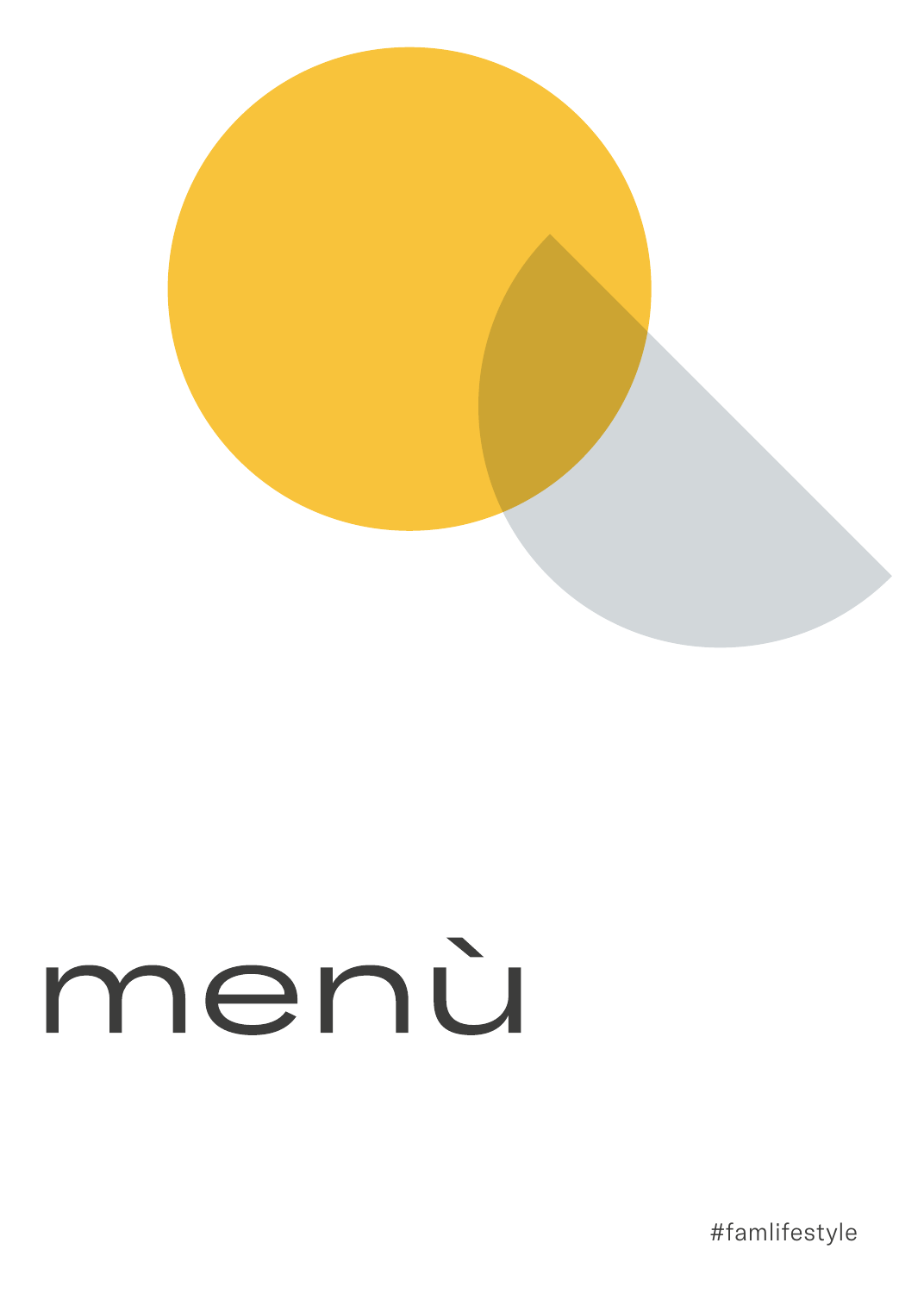# menù

#famlifestyle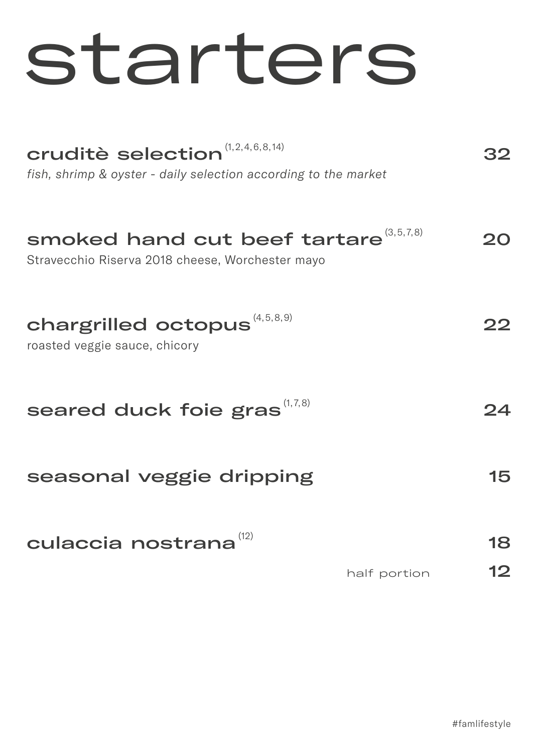# starters

## cruditè selection [1,2,4,6,8,14] — 32

*fish, shrimp & oyster - daily selection according to the market*

## smoked hand cut beef tartare [3,5,7,8] — 20

Stravecchio Riserva 2018 cheese, Worchester mayo

## chargrilled octopus [4,5,8,9] — 22

roasted veggie sauce, chicory

## seared duck foie gras [1,7,8] — 24

## seasonal veggie dripping — 15

## culaccia nostrana [12] — 18

half portion — 12

#famlifestyle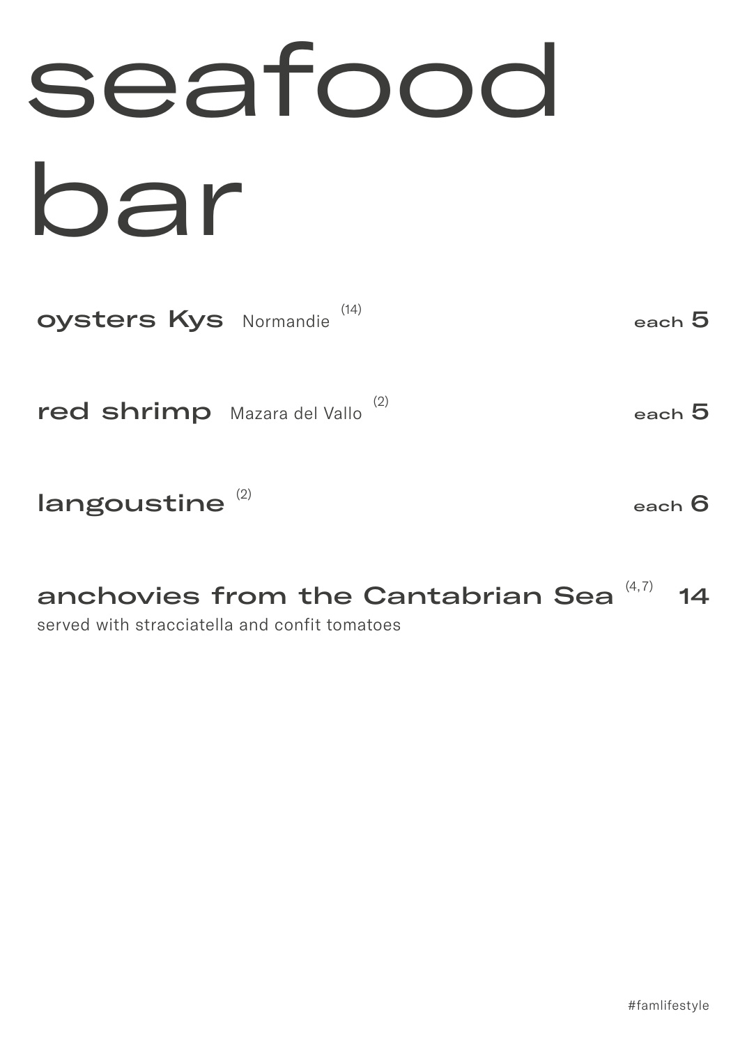# seafood bar

**oysters Kys** Normandie (14) — each **5**

**red shrimp** Mazara del Vallo (2) — each **5**

**langoustine** (2) — each **6**

**anchovies from the Cantabrian Sea** (4,7) — **14**
served with stracciatella and confit tomatoes

#famlifestyle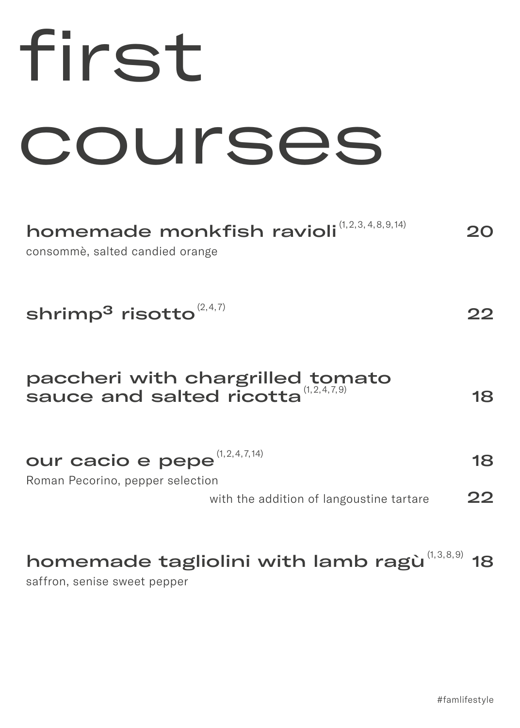# first courses

**homemade monkfish ravioli** (1, 2, 3, 4, 8, 9, 14) — 20
consommè, salted candied orange

**shrimp$^3$ risotto** (2, 4, 7) — 22

**paccheri with chargrilled tomato sauce and salted ricotta** (1, 2, 4, 7, 9) — 18

**our cacio e pepe** (1, 2, 4, 7, 14) — 18
Roman Pecorino, pepper selection
with the addition of langoustine tartare — 22

**homemade tagliolini with lamb ragù** (1, 3, 8, 9) — 18
saffron, senise sweet pepper

#famlifestyle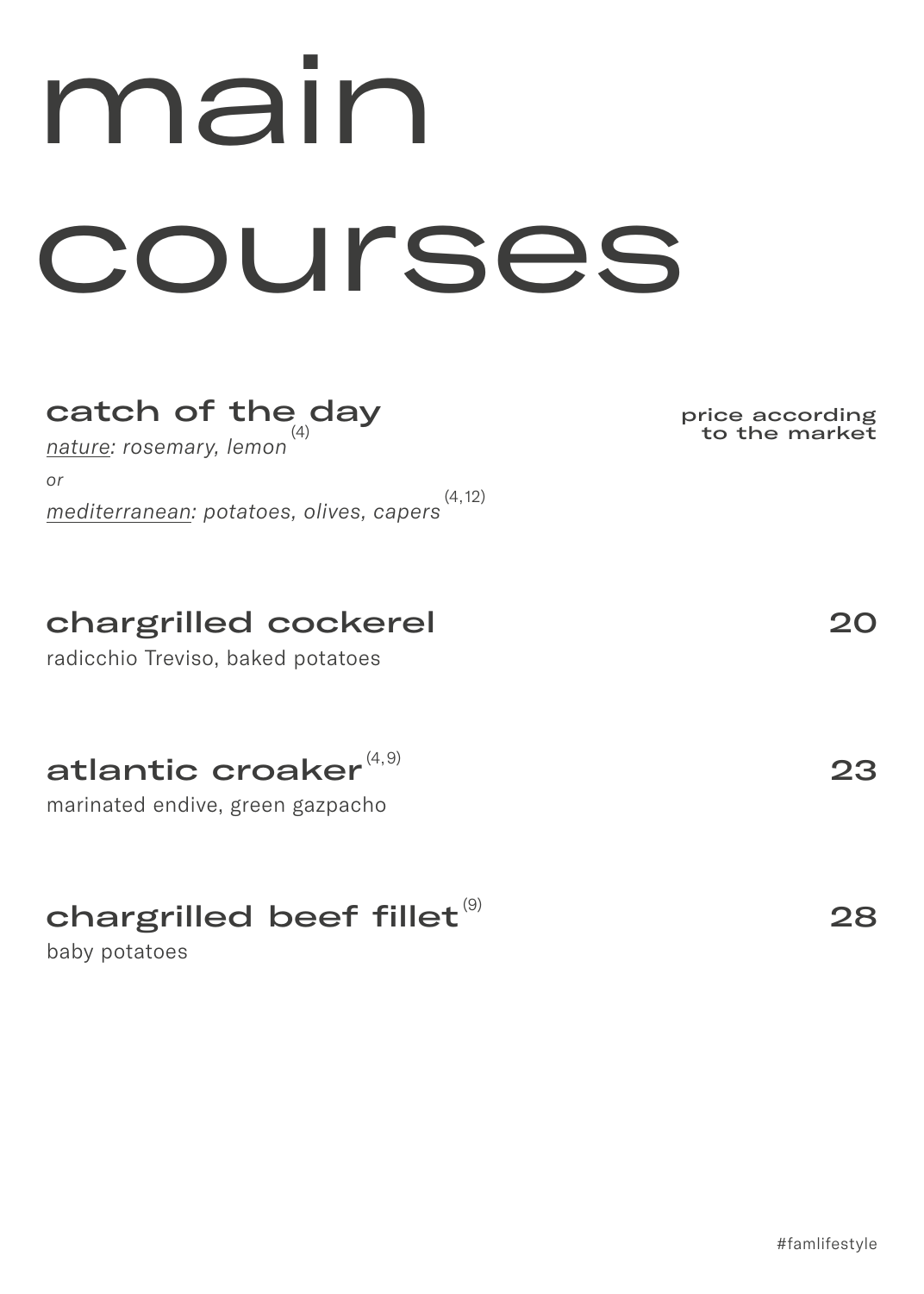# main courses

## catch of the day

price according to the market

*nature: rosemary, lemon* (4)

*or*

*mediterranean: potatoes, olives, capers* (4,12)

## chargrilled cockerel

20

radicchio Treviso, baked potatoes

## atlantic croaker (4,9)

23

marinated endive, green gazpacho

## chargrilled beef fillet (9)

28

baby potatoes

#famlifestyle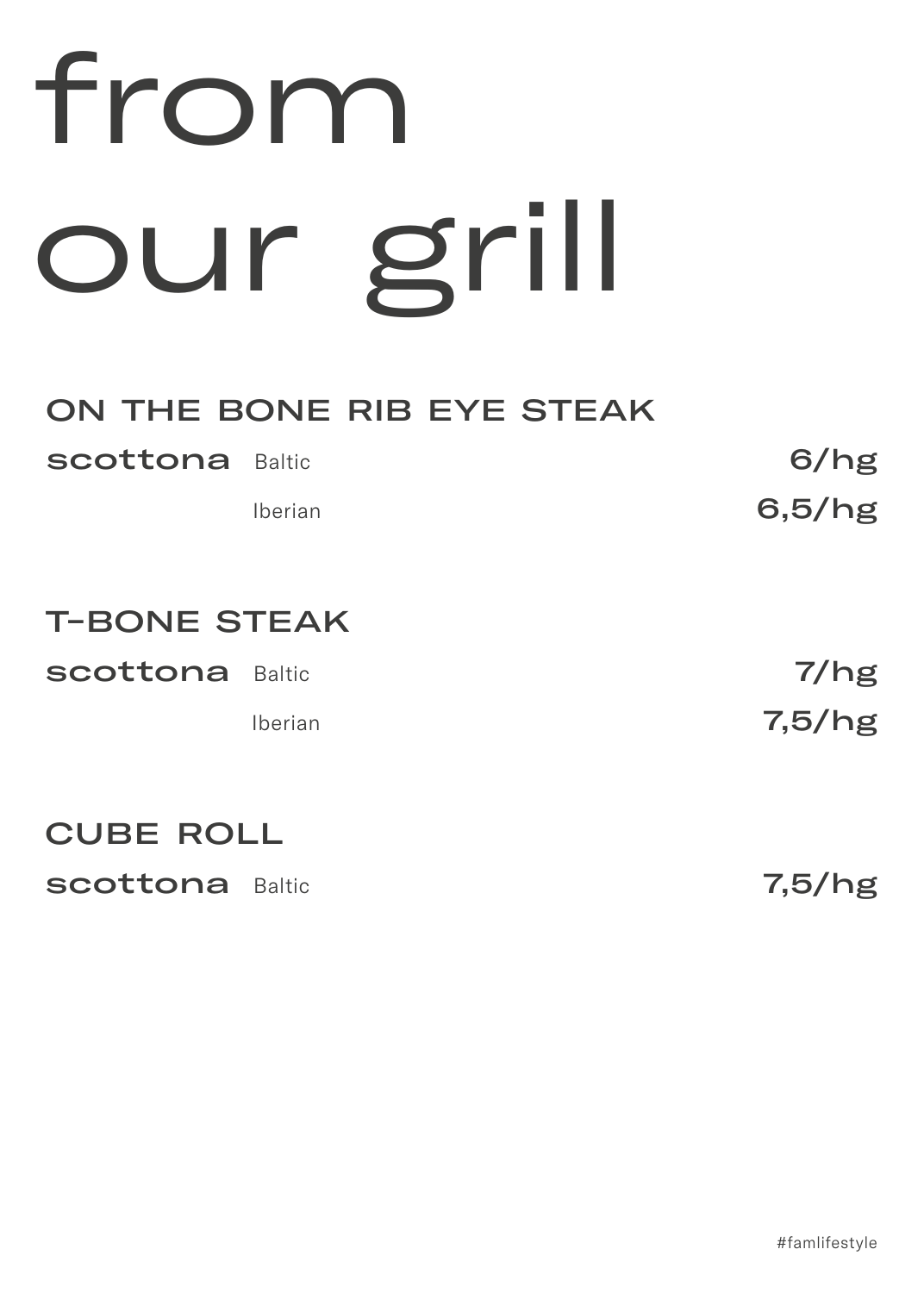# from our grill

## ON THE BONE RIB EYE STEAK

| | | |
|---|---|---|
| **scottona** | Baltic | 6/hg |
| | Iberian | 6,5/hg |

## T-BONE STEAK

| | | |
|---|---|---|
| **scottona** | Baltic | 7/hg |
| | Iberian | 7,5/hg |

## CUBE ROLL

| | | |
|---|---|---|
| **scottona** | Baltic | 7,5/hg |

#famlifestyle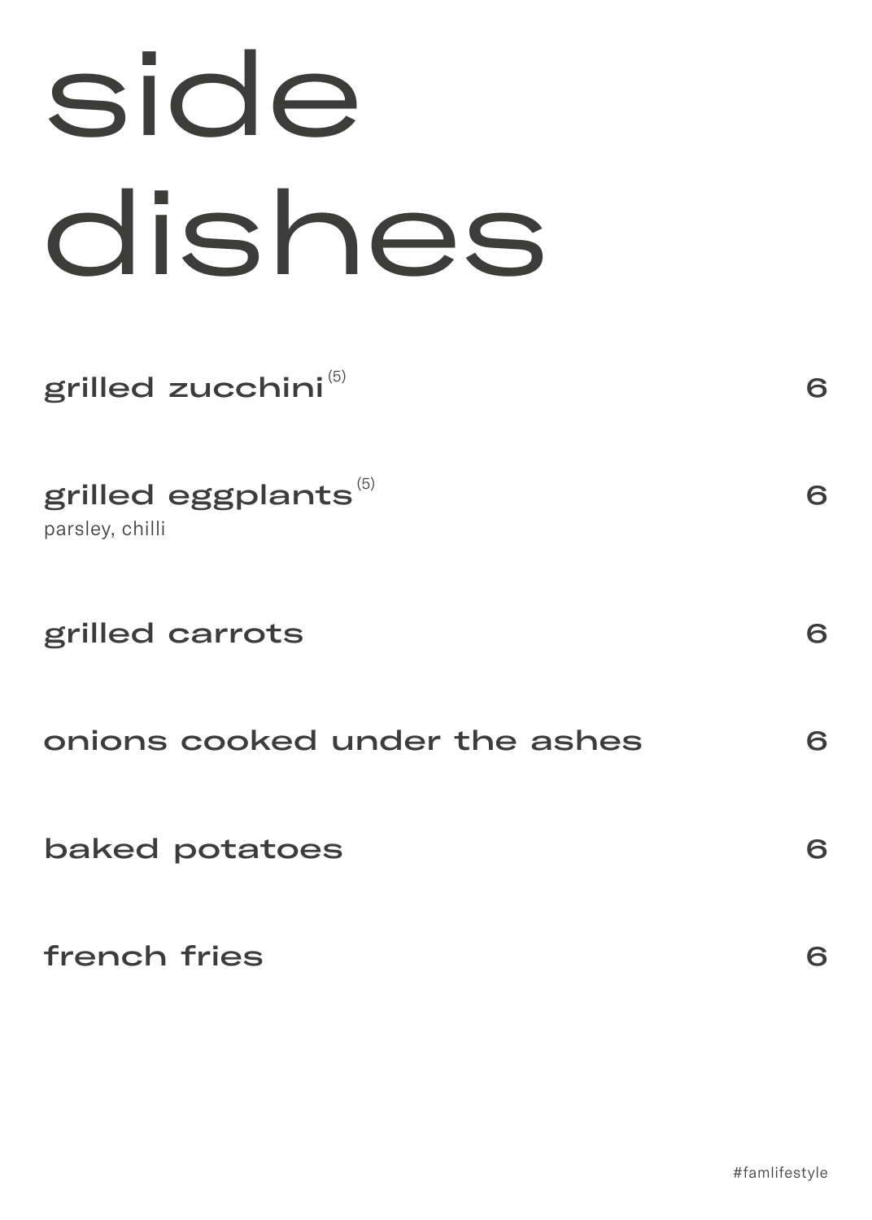# side dishes

**grilled zucchini** [5] — 6

**grilled eggplants** [5] — 6
parsley, chilli

**grilled carrots** — 6

**onions cooked under the ashes** — 6

**baked potatoes** — 6

**french fries** — 6

#famlifestyle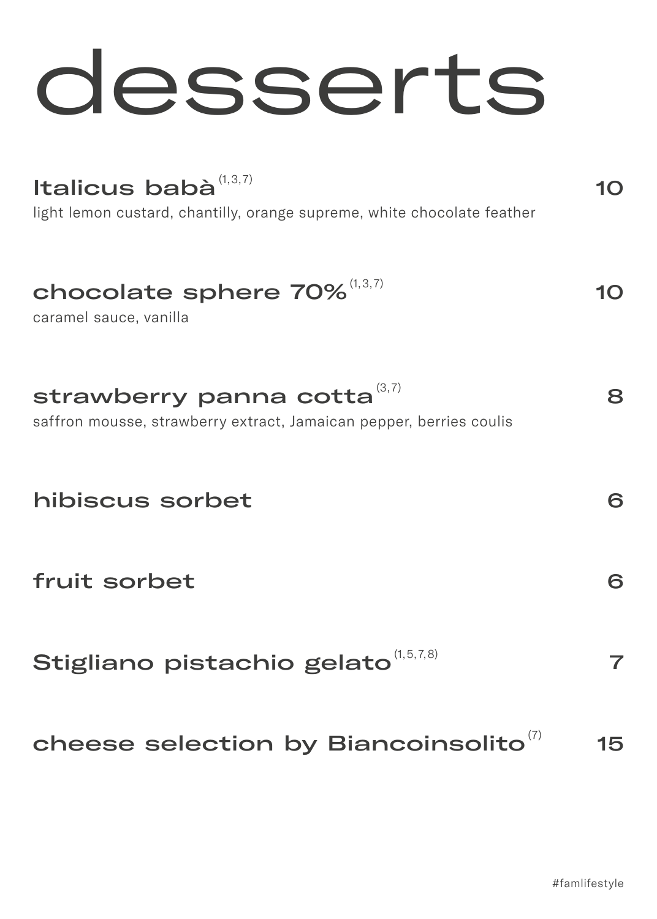# desserts

**Italicus babà** (1,3,7) — 10
light lemon custard, chantilly, orange supreme, white chocolate feather

**chocolate sphere 70%** (1,3,7) — 10
caramel sauce, vanilla

**strawberry panna cotta** (3,7) — 8
saffron mousse, strawberry extract, Jamaican pepper, berries coulis

**hibiscus sorbet** — 6

**fruit sorbet** — 6

**Stigliano pistachio gelato** (1,5,7,8) — 7

**cheese selection by Biancoinsolito** (7) — 15

#famlifestyle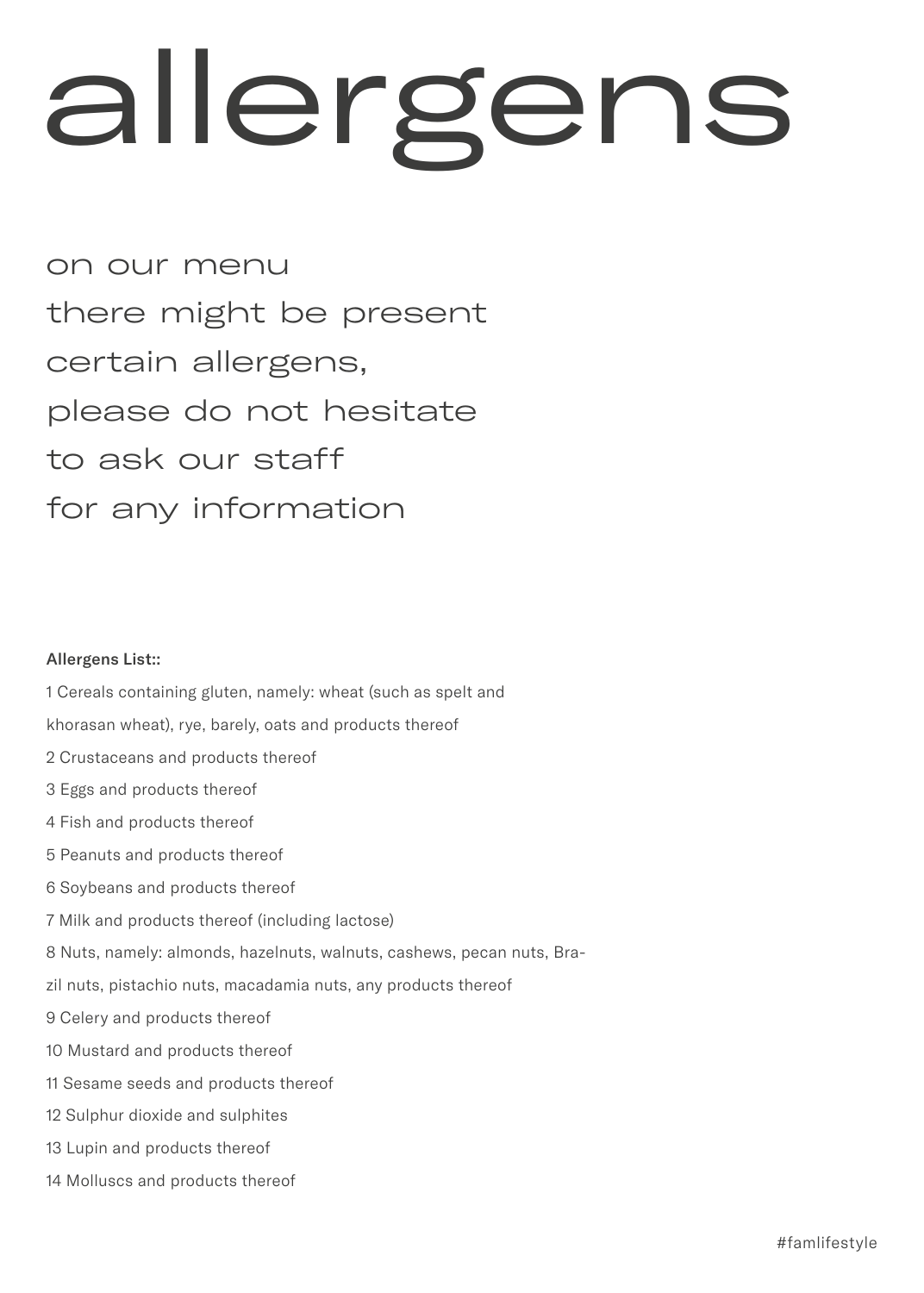# allergens

on our menu
there might be present
certain allergens,
please do not hesitate
to ask our staff
for any information

**Allergens List::**

1 Cereals containing gluten, namely: wheat (such as spelt and khorasan wheat), rye, barely, oats and products thereof

2 Crustaceans and products thereof

3 Eggs and products thereof

4 Fish and products thereof

5 Peanuts and products thereof

6 Soybeans and products thereof

7 Milk and products thereof (including lactose)

8 Nuts, namely: almonds, hazelnuts, walnuts, cashews, pecan nuts, Brazil nuts, pistachio nuts, macadamia nuts, any products thereof

9 Celery and products thereof

10 Mustard and products thereof

11 Sesame seeds and products thereof

12 Sulphur dioxide and sulphites

13 Lupin and products thereof

14 Molluscs and products thereof

#famlifestyle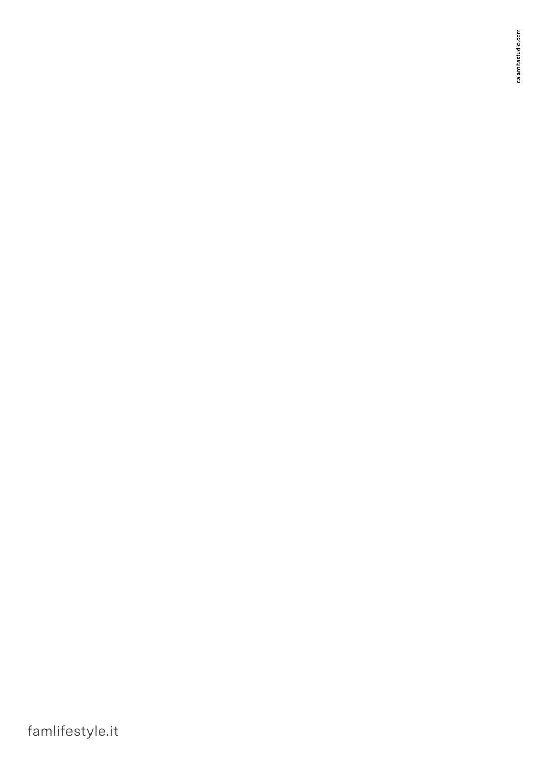calamitastudio.com

famlifestyle.it